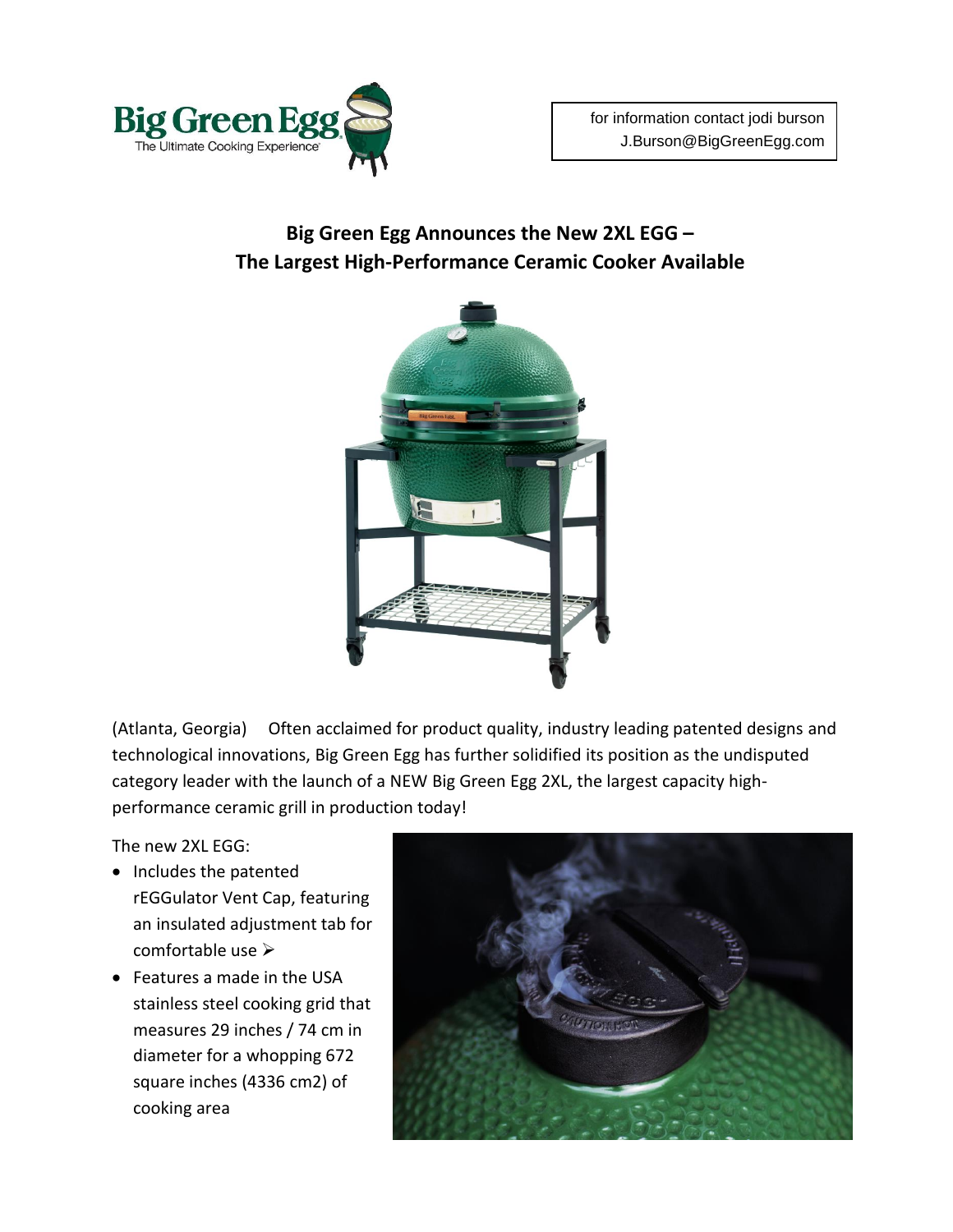for information contact jodi burson
J.Burson@BigGreenEgg.com

## Big Green Egg Announces the New 2XL EGG –
## The Largest High-Performance Ceramic Cooker Available

(Atlanta, Georgia) Often acclaimed for product quality, industry leading patented designs and technological innovations, Big Green Egg has further solidified its position as the undisputed category leader with the launch of a NEW Big Green Egg 2XL, the largest capacity high-performance ceramic grill in production today!

The new 2XL EGG:

- Includes the patented rEGGulator Vent Cap, featuring an insulated adjustment tab for comfortable use ➢
- Features a made in the USA stainless steel cooking grid that measures 29 inches / 74 cm in diameter for a whopping 672 square inches (4336 cm2) of cooking area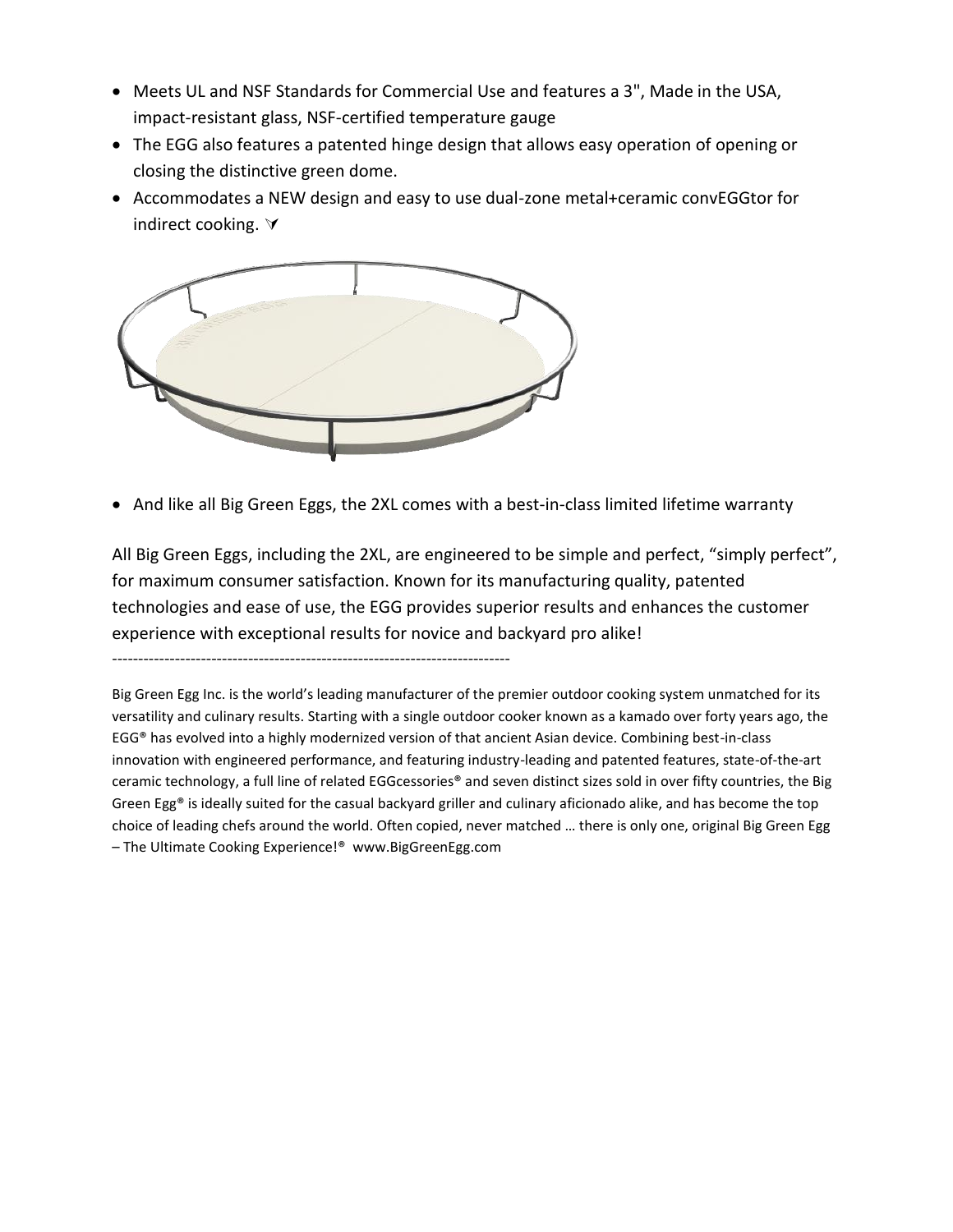- Meets UL and NSF Standards for Commercial Use and features a 3", Made in the USA, impact-resistant glass, NSF-certified temperature gauge
- The EGG also features a patented hinge design that allows easy operation of opening or closing the distinctive green dome.
- Accommodates a NEW design and easy to use dual-zone metal+ceramic convEGGtor for indirect cooking. ⮛

- And like all Big Green Eggs, the 2XL comes with a best-in-class limited lifetime warranty

All Big Green Eggs, including the 2XL, are engineered to be simple and perfect, "simply perfect", for maximum consumer satisfaction. Known for its manufacturing quality, patented technologies and ease of use, the EGG provides superior results and enhances the customer experience with exceptional results for novice and backyard pro alike!

---------------------------------------------------------------------------

Big Green Egg Inc. is the world's leading manufacturer of the premier outdoor cooking system unmatched for its versatility and culinary results. Starting with a single outdoor cooker known as a kamado over forty years ago, the EGG® has evolved into a highly modernized version of that ancient Asian device. Combining best-in-class innovation with engineered performance, and featuring industry-leading and patented features, state-of-the-art ceramic technology, a full line of related EGGcessories® and seven distinct sizes sold in over fifty countries, the Big Green Egg® is ideally suited for the casual backyard griller and culinary aficionado alike, and has become the top choice of leading chefs around the world. Often copied, never matched … there is only one, original Big Green Egg – The Ultimate Cooking Experience!® www.BigGreenEgg.com